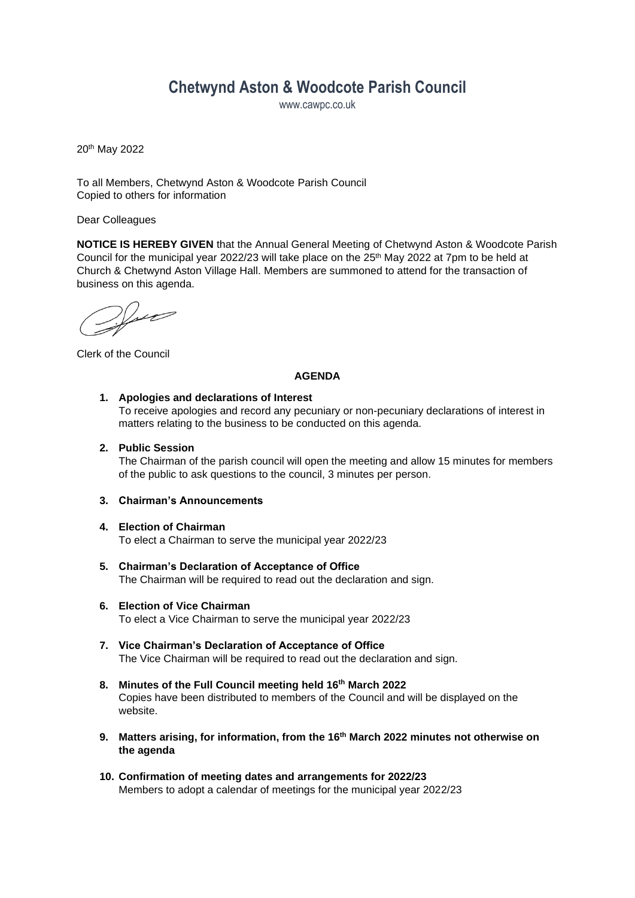# Chetwynd Aston & Woodcote Parish Council

www.cawpc.co.uk

20th May 2022

To all Members, Chetwynd Aston & Woodcote Parish Council
Copied to others for information

Dear Colleagues

**NOTICE IS HEREBY GIVEN** that the Annual General Meeting of Chetwynd Aston & Woodcote Parish Council for the municipal year 2022/23 will take place on the 25th May 2022 at 7pm to be held at Church & Chetwynd Aston Village Hall. Members are summoned to attend for the transaction of business on this agenda.

Clerk of the Council

**AGENDA**

1. **Apologies and declarations of Interest**
   To receive apologies and record any pecuniary or non-pecuniary declarations of interest in matters relating to the business to be conducted on this agenda.

2. **Public Session**
   The Chairman of the parish council will open the meeting and allow 15 minutes for members of the public to ask questions to the council, 3 minutes per person.

3. **Chairman's Announcements**

4. **Election of Chairman**
   To elect a Chairman to serve the municipal year 2022/23

5. **Chairman's Declaration of Acceptance of Office**
   The Chairman will be required to read out the declaration and sign.

6. **Election of Vice Chairman**
   To elect a Vice Chairman to serve the municipal year 2022/23

7. **Vice Chairman's Declaration of Acceptance of Office**
   The Vice Chairman will be required to read out the declaration and sign.

8. **Minutes of the Full Council meeting held 16th March 2022**
   Copies have been distributed to members of the Council and will be displayed on the website.

9. **Matters arising, for information, from the 16th March 2022 minutes not otherwise on the agenda**

10. **Confirmation of meeting dates and arrangements for 2022/23**
    Members to adopt a calendar of meetings for the municipal year 2022/23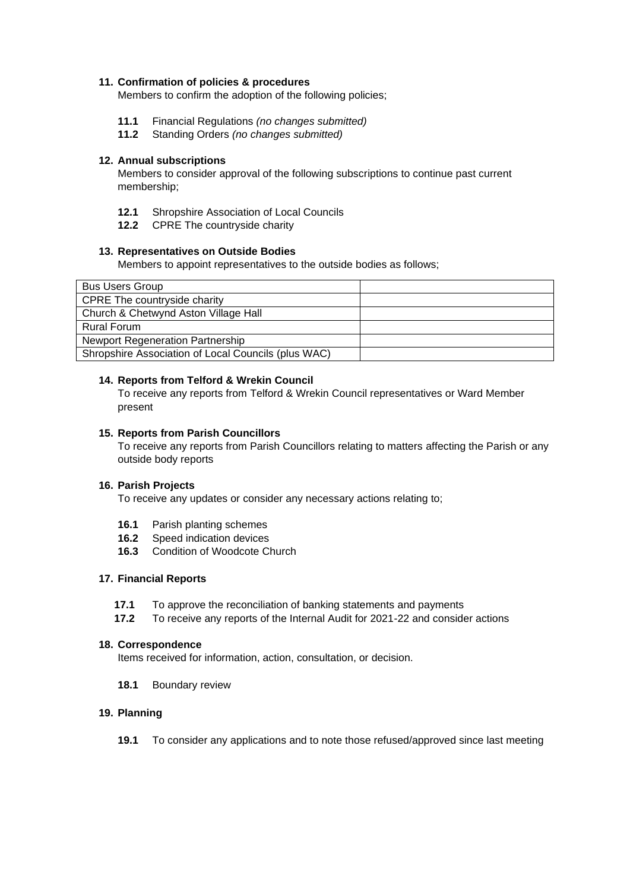**11. Confirmation of policies & procedures**

Members to confirm the adoption of the following policies;

- **11.1** Financial Regulations *(no changes submitted)*
- **11.2** Standing Orders *(no changes submitted)*

**12. Annual subscriptions**

Members to consider approval of the following subscriptions to continue past current membership;

- **12.1** Shropshire Association of Local Councils
- **12.2** CPRE The countryside charity

**13. Representatives on Outside Bodies**

Members to appoint representatives to the outside bodies as follows;

| | |
|---|---|
| Bus Users Group | |
| CPRE The countryside charity | |
| Church & Chetwynd Aston Village Hall | |
| Rural Forum | |
| Newport Regeneration Partnership | |
| Shropshire Association of Local Councils (plus WAC) | |

**14. Reports from Telford & Wrekin Council**

To receive any reports from Telford & Wrekin Council representatives or Ward Member present

**15. Reports from Parish Councillors**

To receive any reports from Parish Councillors relating to matters affecting the Parish or any outside body reports

**16. Parish Projects**

To receive any updates or consider any necessary actions relating to;

- **16.1** Parish planting schemes
- **16.2** Speed indication devices
- **16.3** Condition of Woodcote Church

**17. Financial Reports**

- **17.1** To approve the reconciliation of banking statements and payments
- **17.2** To receive any reports of the Internal Audit for 2021-22 and consider actions

**18. Correspondence**

Items received for information, action, consultation, or decision.

- **18.1** Boundary review

**19. Planning**

- **19.1** To consider any applications and to note those refused/approved since last meeting